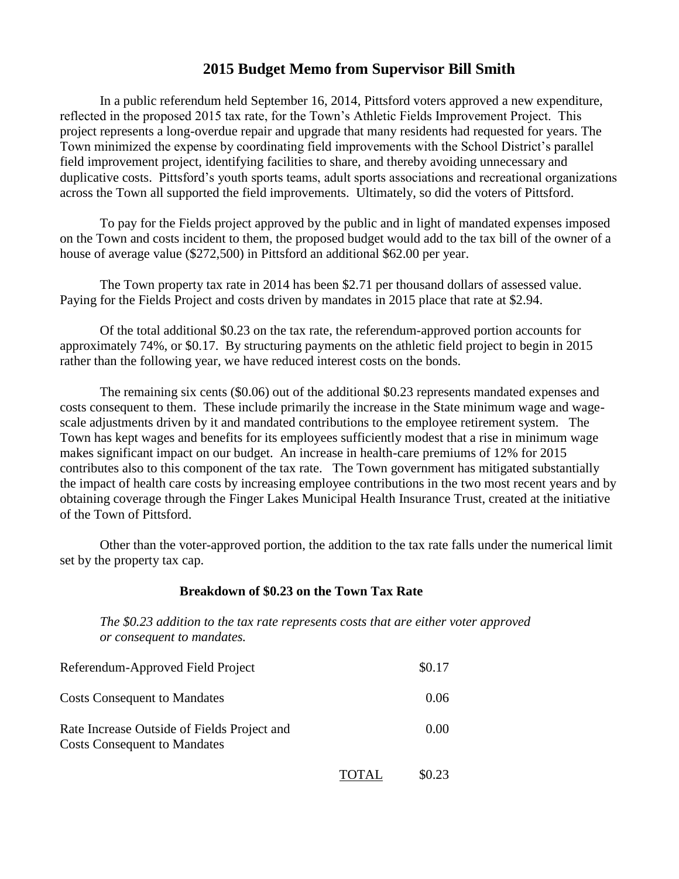# 2015 Budget Memo from Supervisor Bill Smith

In a public referendum held September 16, 2014, Pittsford voters approved a new expenditure, reflected in the proposed 2015 tax rate, for the Town's Athletic Fields Improvement Project. This project represents a long-overdue repair and upgrade that many residents had requested for years. The Town minimized the expense by coordinating field improvements with the School District's parallel field improvement project, identifying facilities to share, and thereby avoiding unnecessary and duplicative costs. Pittsford's youth sports teams, adult sports associations and recreational organizations across the Town all supported the field improvements. Ultimately, so did the voters of Pittsford.

To pay for the Fields project approved by the public and in light of mandated expenses imposed on the Town and costs incident to them, the proposed budget would add to the tax bill of the owner of a house of average value ($272,500) in Pittsford an additional $62.00 per year.

The Town property tax rate in 2014 has been $2.71 per thousand dollars of assessed value. Paying for the Fields Project and costs driven by mandates in 2015 place that rate at $2.94.

Of the total additional $0.23 on the tax rate, the referendum-approved portion accounts for approximately 74%, or $0.17. By structuring payments on the athletic field project to begin in 2015 rather than the following year, we have reduced interest costs on the bonds.

The remaining six cents ($0.06) out of the additional $0.23 represents mandated expenses and costs consequent to them. These include primarily the increase in the State minimum wage and wage-scale adjustments driven by it and mandated contributions to the employee retirement system. The Town has kept wages and benefits for its employees sufficiently modest that a rise in minimum wage makes significant impact on our budget. An increase in health-care premiums of 12% for 2015 contributes also to this component of the tax rate. The Town government has mitigated substantially the impact of health care costs by increasing employee contributions in the two most recent years and by obtaining coverage through the Finger Lakes Municipal Health Insurance Trust, created at the initiative of the Town of Pittsford.

Other than the voter-approved portion, the addition to the tax rate falls under the numerical limit set by the property tax cap.

**Breakdown of $0.23 on the Town Tax Rate**

*The $0.23 addition to the tax rate represents costs that are either voter approved or consequent to mandates.*

| | | |
|---|---|---|
| Referendum-Approved Field Project | | $0.17 |
| Costs Consequent to Mandates | | 0.06 |
| Rate Increase Outside of Fields Project and Costs Consequent to Mandates | | 0.00 |
| | TOTAL | $0.23 |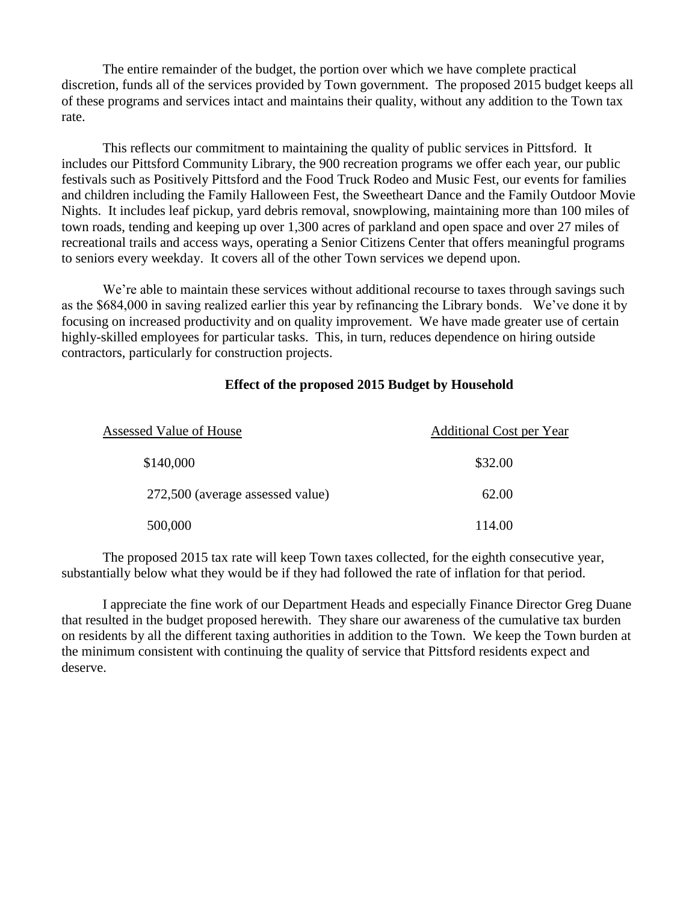The entire remainder of the budget, the portion over which we have complete practical discretion, funds all of the services provided by Town government. The proposed 2015 budget keeps all of these programs and services intact and maintains their quality, without any addition to the Town tax rate.

This reflects our commitment to maintaining the quality of public services in Pittsford. It includes our Pittsford Community Library, the 900 recreation programs we offer each year, our public festivals such as Positively Pittsford and the Food Truck Rodeo and Music Fest, our events for families and children including the Family Halloween Fest, the Sweetheart Dance and the Family Outdoor Movie Nights. It includes leaf pickup, yard debris removal, snowplowing, maintaining more than 100 miles of town roads, tending and keeping up over 1,300 acres of parkland and open space and over 27 miles of recreational trails and access ways, operating a Senior Citizens Center that offers meaningful programs to seniors every weekday. It covers all of the other Town services we depend upon.

We're able to maintain these services without additional recourse to taxes through savings such as the $684,000 in saving realized earlier this year by refinancing the Library bonds. We've done it by focusing on increased productivity and on quality improvement. We have made greater use of certain highly-skilled employees for particular tasks. This, in turn, reduces dependence on hiring outside contractors, particularly for construction projects.

**Effect of the proposed 2015 Budget by Household**

| Assessed Value of House | Additional Cost per Year |
|---|---|
| $140,000 | $32.00 |
| 272,500 (average assessed value) | 62.00 |
| 500,000 | 114.00 |

The proposed 2015 tax rate will keep Town taxes collected, for the eighth consecutive year, substantially below what they would be if they had followed the rate of inflation for that period.

I appreciate the fine work of our Department Heads and especially Finance Director Greg Duane that resulted in the budget proposed herewith. They share our awareness of the cumulative tax burden on residents by all the different taxing authorities in addition to the Town. We keep the Town burden at the minimum consistent with continuing the quality of service that Pittsford residents expect and deserve.